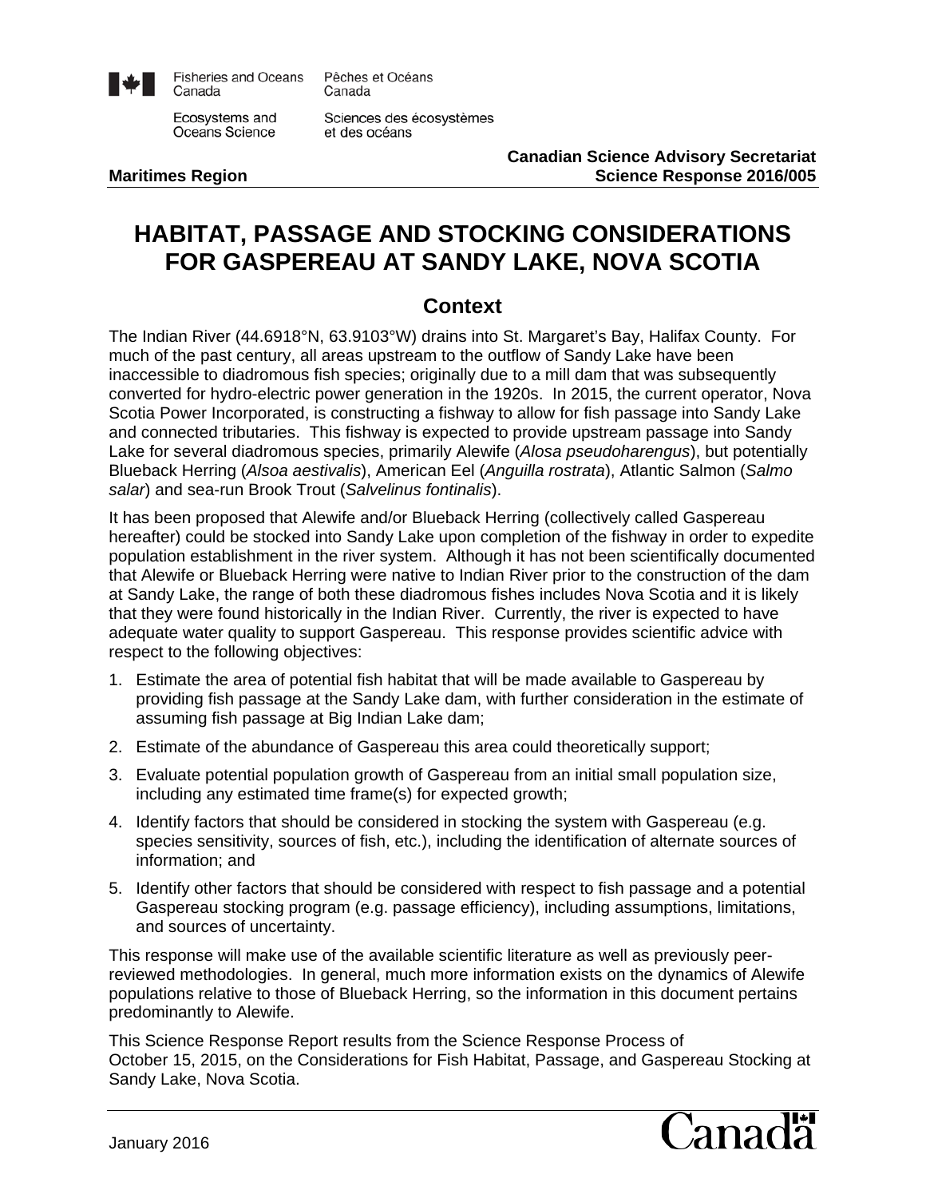Fisheries and Oceans Canada / Pêches et Océans Canada

Ecosystems and Oceans Science / Sciences des écosystèmes et des océans

**Maritimes Region**

**Canadian Science Advisory Secretariat**
**Science Response 2016/005**

# HABITAT, PASSAGE AND STOCKING CONSIDERATIONS FOR GASPEREAU AT SANDY LAKE, NOVA SCOTIA

## Context

The Indian River (44.6918°N, 63.9103°W) drains into St. Margaret's Bay, Halifax County. For much of the past century, all areas upstream to the outflow of Sandy Lake have been inaccessible to diadromous fish species; originally due to a mill dam that was subsequently converted for hydro-electric power generation in the 1920s. In 2015, the current operator, Nova Scotia Power Incorporated, is constructing a fishway to allow for fish passage into Sandy Lake and connected tributaries. This fishway is expected to provide upstream passage into Sandy Lake for several diadromous species, primarily Alewife (*Alosa pseudoharengus*), but potentially Blueback Herring (*Alsoa aestivalis*), American Eel (*Anguilla rostrata*), Atlantic Salmon (*Salmo salar*) and sea-run Brook Trout (*Salvelinus fontinalis*).

It has been proposed that Alewife and/or Blueback Herring (collectively called Gaspereau hereafter) could be stocked into Sandy Lake upon completion of the fishway in order to expedite population establishment in the river system. Although it has not been scientifically documented that Alewife or Blueback Herring were native to Indian River prior to the construction of the dam at Sandy Lake, the range of both these diadromous fishes includes Nova Scotia and it is likely that they were found historically in the Indian River. Currently, the river is expected to have adequate water quality to support Gaspereau. This response provides scientific advice with respect to the following objectives:

1. Estimate the area of potential fish habitat that will be made available to Gaspereau by providing fish passage at the Sandy Lake dam, with further consideration in the estimate of assuming fish passage at Big Indian Lake dam;
2. Estimate of the abundance of Gaspereau this area could theoretically support;
3. Evaluate potential population growth of Gaspereau from an initial small population size, including any estimated time frame(s) for expected growth;
4. Identify factors that should be considered in stocking the system with Gaspereau (e.g. species sensitivity, sources of fish, etc.), including the identification of alternate sources of information; and
5. Identify other factors that should be considered with respect to fish passage and a potential Gaspereau stocking program (e.g. passage efficiency), including assumptions, limitations, and sources of uncertainty.

This response will make use of the available scientific literature as well as previously peer-reviewed methodologies. In general, much more information exists on the dynamics of Alewife populations relative to those of Blueback Herring, so the information in this document pertains predominantly to Alewife.

This Science Response Report results from the Science Response Process of October 15, 2015, on the Considerations for Fish Habitat, Passage, and Gaspereau Stocking at Sandy Lake, Nova Scotia.

January 2016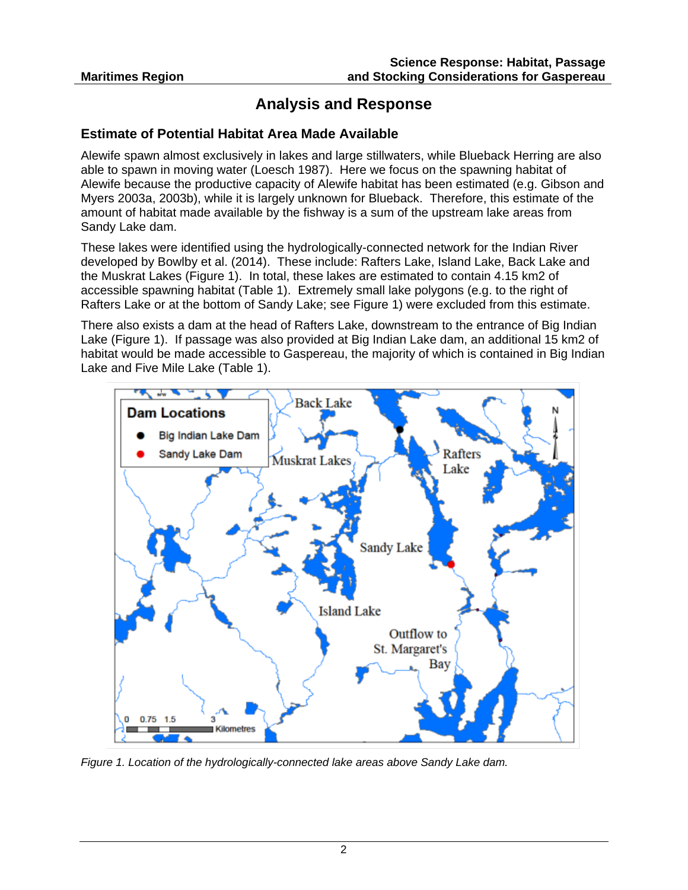## Analysis and Response

### Estimate of Potential Habitat Area Made Available

Alewife spawn almost exclusively in lakes and large stillwaters, while Blueback Herring are also able to spawn in moving water (Loesch 1987). Here we focus on the spawning habitat of Alewife because the productive capacity of Alewife habitat has been estimated (e.g. Gibson and Myers 2003a, 2003b), while it is largely unknown for Blueback. Therefore, this estimate of the amount of habitat made available by the fishway is a sum of the upstream lake areas from Sandy Lake dam.

These lakes were identified using the hydrologically-connected network for the Indian River developed by Bowlby et al. (2014). These include: Rafters Lake, Island Lake, Back Lake and the Muskrat Lakes (Figure 1). In total, these lakes are estimated to contain 4.15 km2 of accessible spawning habitat (Table 1). Extremely small lake polygons (e.g. to the right of Rafters Lake or at the bottom of Sandy Lake; see Figure 1) were excluded from this estimate.

There also exists a dam at the head of Rafters Lake, downstream to the entrance of Big Indian Lake (Figure 1). If passage was also provided at Big Indian Lake dam, an additional 15 km2 of habitat would be made accessible to Gaspereau, the majority of which is contained in Big Indian Lake and Five Mile Lake (Table 1).

*Figure 1. Location of the hydrologically-connected lake areas above Sandy Lake dam.*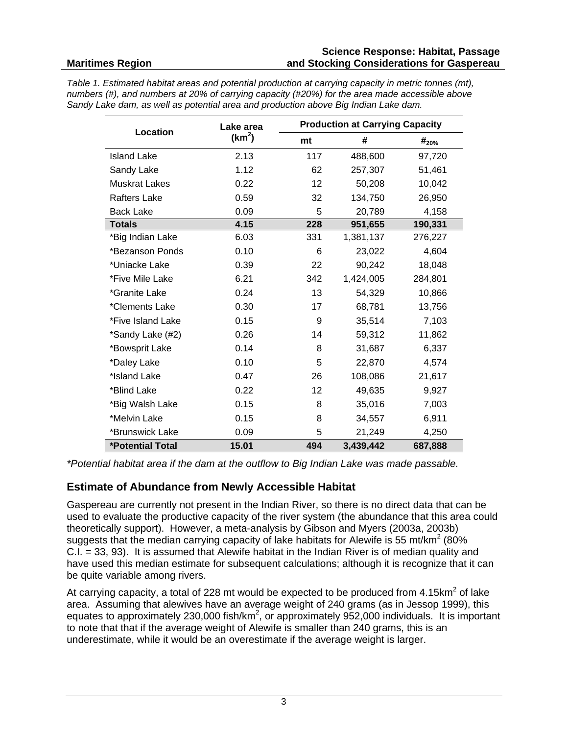*Table 1. Estimated habitat areas and potential production at carrying capacity in metric tonnes (mt), numbers (#), and numbers at 20% of carrying capacity (#20%) for the area made accessible above Sandy Lake dam, as well as potential area and production above Big Indian Lake dam.*

| Location | Lake area ($km^2$) | Production at Carrying Capacity | | |
|---|---|---|---|---|
| | | mt | # | $\#_{20\%}$ |
| Island Lake | 2.13 | 117 | 488,600 | 97,720 |
| Sandy Lake | 1.12 | 62 | 257,307 | 51,461 |
| Muskrat Lakes | 0.22 | 12 | 50,208 | 10,042 |
| Rafters Lake | 0.59 | 32 | 134,750 | 26,950 |
| Back Lake | 0.09 | 5 | 20,789 | 4,158 |
| **Totals** | **4.15** | **228** | **951,655** | **190,331** |
| *Big Indian Lake | 6.03 | 331 | 1,381,137 | 276,227 |
| *Bezanson Ponds | 0.10 | 6 | 23,022 | 4,604 |
| *Uniacke Lake | 0.39 | 22 | 90,242 | 18,048 |
| *Five Mile Lake | 6.21 | 342 | 1,424,005 | 284,801 |
| *Granite Lake | 0.24 | 13 | 54,329 | 10,866 |
| *Clements Lake | 0.30 | 17 | 68,781 | 13,756 |
| *Five Island Lake | 0.15 | 9 | 35,514 | 7,103 |
| *Sandy Lake (#2) | 0.26 | 14 | 59,312 | 11,862 |
| *Bowsprit Lake | 0.14 | 8 | 31,687 | 6,337 |
| *Daley Lake | 0.10 | 5 | 22,870 | 4,574 |
| *Island Lake | 0.47 | 26 | 108,086 | 21,617 |
| *Blind Lake | 0.22 | 12 | 49,635 | 9,927 |
| *Big Walsh Lake | 0.15 | 8 | 35,016 | 7,003 |
| *Melvin Lake | 0.15 | 8 | 34,557 | 6,911 |
| *Brunswick Lake | 0.09 | 5 | 21,249 | 4,250 |
| ***Potential Total** | **15.01** | **494** | **3,439,442** | **687,888** |

*\*Potential habitat area if the dam at the outflow to Big Indian Lake was made passable.*

## Estimate of Abundance from Newly Accessible Habitat

Gaspereau are currently not present in the Indian River, so there is no direct data that can be used to evaluate the productive capacity of the river system (the abundance that this area could theoretically support). However, a meta-analysis by Gibson and Myers (2003a, 2003b) suggests that the median carrying capacity of lake habitats for Alewife is 55 mt/$km^2$ (80% C.I. = 33, 93). It is assumed that Alewife habitat in the Indian River is of median quality and have used this median estimate for subsequent calculations; although it is recognize that it can be quite variable among rivers.

At carrying capacity, a total of 228 mt would be expected to be produced from 4.15$km^2$ of lake area. Assuming that alewives have an average weight of 240 grams (as in Jessop 1999), this equates to approximately 230,000 fish/$km^2$, or approximately 952,000 individuals. It is important to note that that if the average weight of Alewife is smaller than 240 grams, this is an underestimate, while it would be an overestimate if the average weight is larger.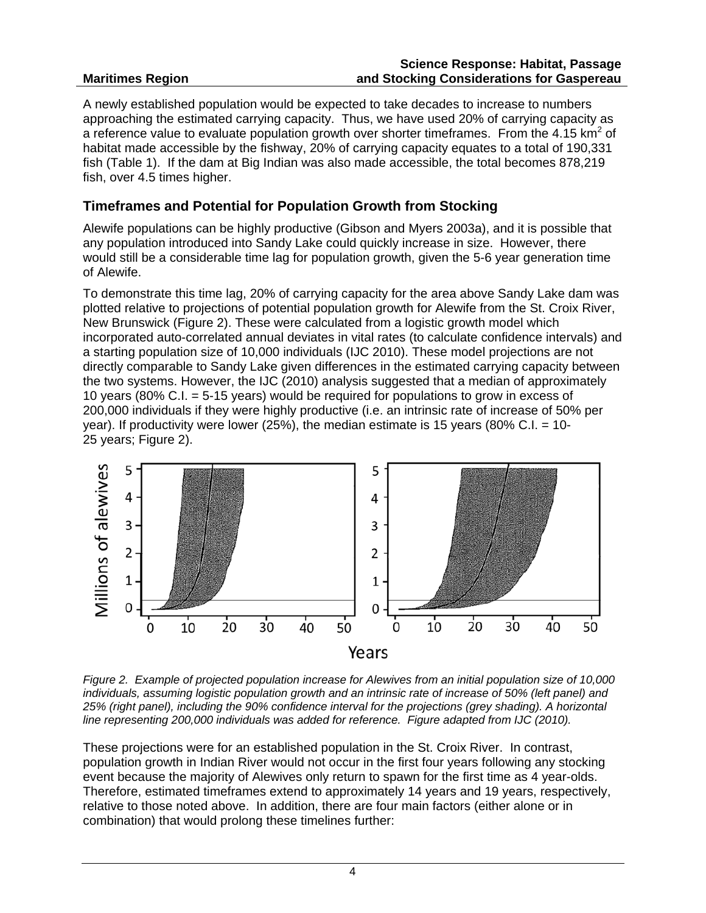A newly established population would be expected to take decades to increase to numbers approaching the estimated carrying capacity. Thus, we have used 20% of carrying capacity as a reference value to evaluate population growth over shorter timeframes. From the 4.15 $km^2$ of habitat made accessible by the fishway, 20% of carrying capacity equates to a total of 190,331 fish (Table 1). If the dam at Big Indian was also made accessible, the total becomes 878,219 fish, over 4.5 times higher.

## Timeframes and Potential for Population Growth from Stocking

Alewife populations can be highly productive (Gibson and Myers 2003a), and it is possible that any population introduced into Sandy Lake could quickly increase in size. However, there would still be a considerable time lag for population growth, given the 5-6 year generation time of Alewife.

To demonstrate this time lag, 20% of carrying capacity for the area above Sandy Lake dam was plotted relative to projections of potential population growth for Alewife from the St. Croix River, New Brunswick (Figure 2). These were calculated from a logistic growth model which incorporated auto-correlated annual deviates in vital rates (to calculate confidence intervals) and a starting population size of 10,000 individuals (IJC 2010). These model projections are not directly comparable to Sandy Lake given differences in the estimated carrying capacity between the two systems. However, the IJC (2010) analysis suggested that a median of approximately 10 years (80% C.I. = 5-15 years) would be required for populations to grow in excess of 200,000 individuals if they were highly productive (i.e. an intrinsic rate of increase of 50% per year). If productivity were lower (25%), the median estimate is 15 years (80% C.I. = 10-25 years; Figure 2).

*Figure 2. Example of projected population increase for Alewives from an initial population size of 10,000 individuals, assuming logistic population growth and an intrinsic rate of increase of 50% (left panel) and 25% (right panel), including the 90% confidence interval for the projections (grey shading). A horizontal line representing 200,000 individuals was added for reference. Figure adapted from IJC (2010).*

These projections were for an established population in the St. Croix River. In contrast, population growth in Indian River would not occur in the first four years following any stocking event because the majority of Alewives only return to spawn for the first time as 4 year-olds. Therefore, estimated timeframes extend to approximately 14 years and 19 years, respectively, relative to those noted above. In addition, there are four main factors (either alone or in combination) that would prolong these timelines further: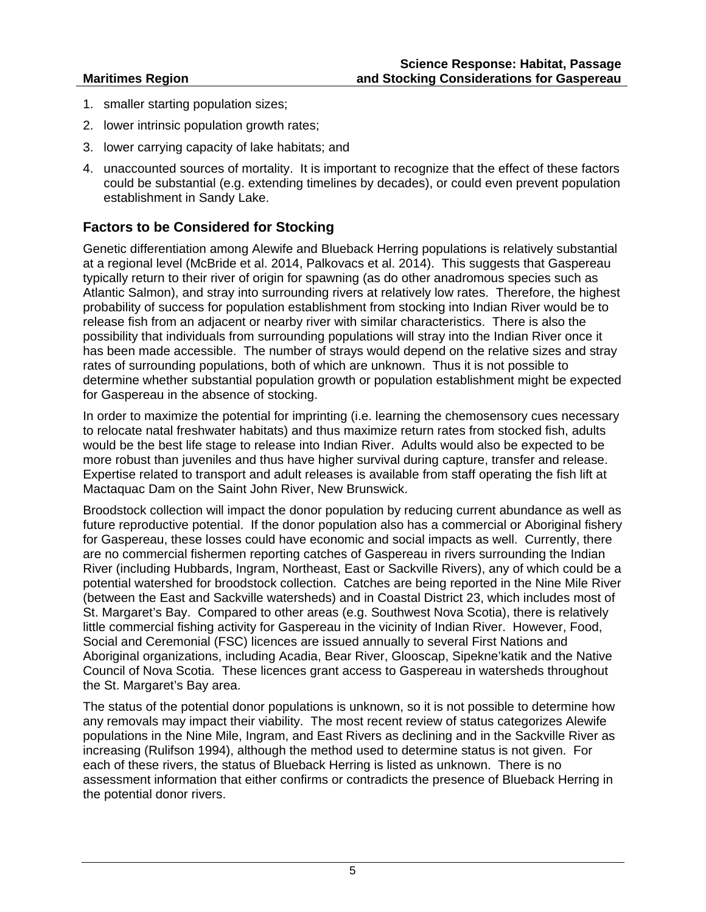1. smaller starting population sizes;
2. lower intrinsic population growth rates;
3. lower carrying capacity of lake habitats; and
4. unaccounted sources of mortality. It is important to recognize that the effect of these factors could be substantial (e.g. extending timelines by decades), or could even prevent population establishment in Sandy Lake.

## Factors to be Considered for Stocking

Genetic differentiation among Alewife and Blueback Herring populations is relatively substantial at a regional level (McBride et al. 2014, Palkovacs et al. 2014). This suggests that Gaspereau typically return to their river of origin for spawning (as do other anadromous species such as Atlantic Salmon), and stray into surrounding rivers at relatively low rates. Therefore, the highest probability of success for population establishment from stocking into Indian River would be to release fish from an adjacent or nearby river with similar characteristics. There is also the possibility that individuals from surrounding populations will stray into the Indian River once it has been made accessible. The number of strays would depend on the relative sizes and stray rates of surrounding populations, both of which are unknown. Thus it is not possible to determine whether substantial population growth or population establishment might be expected for Gaspereau in the absence of stocking.

In order to maximize the potential for imprinting (i.e. learning the chemosensory cues necessary to relocate natal freshwater habitats) and thus maximize return rates from stocked fish, adults would be the best life stage to release into Indian River. Adults would also be expected to be more robust than juveniles and thus have higher survival during capture, transfer and release. Expertise related to transport and adult releases is available from staff operating the fish lift at Mactaquac Dam on the Saint John River, New Brunswick.

Broodstock collection will impact the donor population by reducing current abundance as well as future reproductive potential. If the donor population also has a commercial or Aboriginal fishery for Gaspereau, these losses could have economic and social impacts as well. Currently, there are no commercial fishermen reporting catches of Gaspereau in rivers surrounding the Indian River (including Hubbards, Ingram, Northeast, East or Sackville Rivers), any of which could be a potential watershed for broodstock collection. Catches are being reported in the Nine Mile River (between the East and Sackville watersheds) and in Coastal District 23, which includes most of St. Margaret's Bay. Compared to other areas (e.g. Southwest Nova Scotia), there is relatively little commercial fishing activity for Gaspereau in the vicinity of Indian River. However, Food, Social and Ceremonial (FSC) licences are issued annually to several First Nations and Aboriginal organizations, including Acadia, Bear River, Glooscap, Sipekne'katik and the Native Council of Nova Scotia. These licences grant access to Gaspereau in watersheds throughout the St. Margaret's Bay area.

The status of the potential donor populations is unknown, so it is not possible to determine how any removals may impact their viability. The most recent review of status categorizes Alewife populations in the Nine Mile, Ingram, and East Rivers as declining and in the Sackville River as increasing (Rulifson 1994), although the method used to determine status is not given. For each of these rivers, the status of Blueback Herring is listed as unknown. There is no assessment information that either confirms or contradicts the presence of Blueback Herring in the potential donor rivers.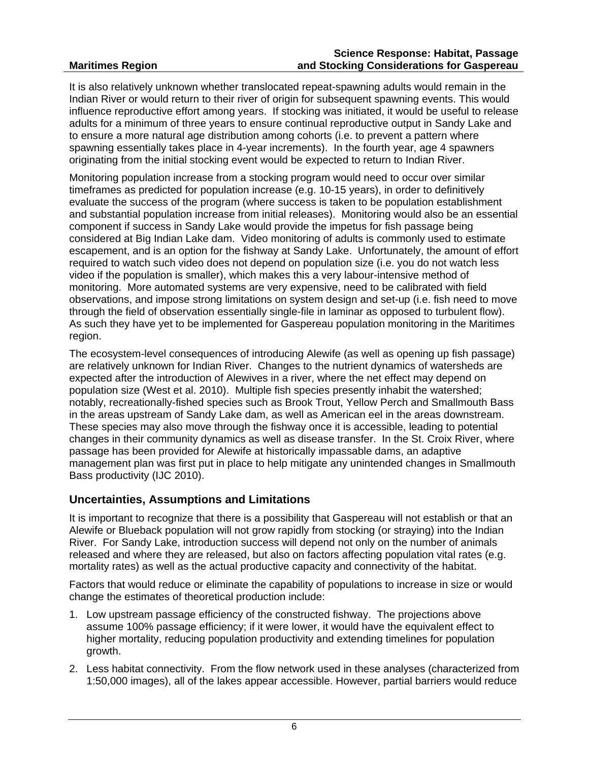It is also relatively unknown whether translocated repeat-spawning adults would remain in the Indian River or would return to their river of origin for subsequent spawning events. This would influence reproductive effort among years. If stocking was initiated, it would be useful to release adults for a minimum of three years to ensure continual reproductive output in Sandy Lake and to ensure a more natural age distribution among cohorts (i.e. to prevent a pattern where spawning essentially takes place in 4-year increments). In the fourth year, age 4 spawners originating from the initial stocking event would be expected to return to Indian River.

Monitoring population increase from a stocking program would need to occur over similar timeframes as predicted for population increase (e.g. 10-15 years), in order to definitively evaluate the success of the program (where success is taken to be population establishment and substantial population increase from initial releases). Monitoring would also be an essential component if success in Sandy Lake would provide the impetus for fish passage being considered at Big Indian Lake dam. Video monitoring of adults is commonly used to estimate escapement, and is an option for the fishway at Sandy Lake. Unfortunately, the amount of effort required to watch such video does not depend on population size (i.e. you do not watch less video if the population is smaller), which makes this a very labour-intensive method of monitoring. More automated systems are very expensive, need to be calibrated with field observations, and impose strong limitations on system design and set-up (i.e. fish need to move through the field of observation essentially single-file in laminar as opposed to turbulent flow). As such they have yet to be implemented for Gaspereau population monitoring in the Maritimes region.

The ecosystem-level consequences of introducing Alewife (as well as opening up fish passage) are relatively unknown for Indian River. Changes to the nutrient dynamics of watersheds are expected after the introduction of Alewives in a river, where the net effect may depend on population size (West et al. 2010). Multiple fish species presently inhabit the watershed; notably, recreationally-fished species such as Brook Trout, Yellow Perch and Smallmouth Bass in the areas upstream of Sandy Lake dam, as well as American eel in the areas downstream. These species may also move through the fishway once it is accessible, leading to potential changes in their community dynamics as well as disease transfer. In the St. Croix River, where passage has been provided for Alewife at historically impassable dams, an adaptive management plan was first put in place to help mitigate any unintended changes in Smallmouth Bass productivity (IJC 2010).

## Uncertainties, Assumptions and Limitations

It is important to recognize that there is a possibility that Gaspereau will not establish or that an Alewife or Blueback population will not grow rapidly from stocking (or straying) into the Indian River. For Sandy Lake, introduction success will depend not only on the number of animals released and where they are released, but also on factors affecting population vital rates (e.g. mortality rates) as well as the actual productive capacity and connectivity of the habitat.

Factors that would reduce or eliminate the capability of populations to increase in size or would change the estimates of theoretical production include:

1. Low upstream passage efficiency of the constructed fishway. The projections above assume 100% passage efficiency; if it were lower, it would have the equivalent effect to higher mortality, reducing population productivity and extending timelines for population growth.
2. Less habitat connectivity. From the flow network used in these analyses (characterized from 1:50,000 images), all of the lakes appear accessible. However, partial barriers would reduce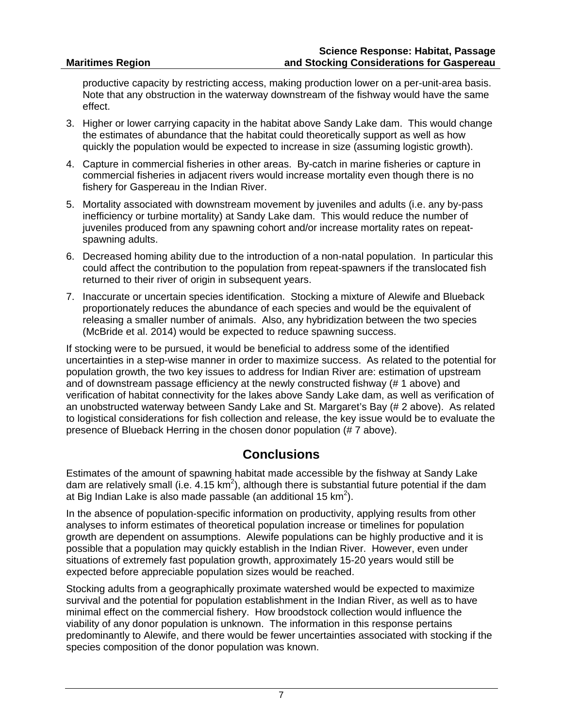productive capacity by restricting access, making production lower on a per-unit-area basis. Note that any obstruction in the waterway downstream of the fishway would have the same effect.

3. Higher or lower carrying capacity in the habitat above Sandy Lake dam. This would change the estimates of abundance that the habitat could theoretically support as well as how quickly the population would be expected to increase in size (assuming logistic growth).
4. Capture in commercial fisheries in other areas. By-catch in marine fisheries or capture in commercial fisheries in adjacent rivers would increase mortality even though there is no fishery for Gaspereau in the Indian River.
5. Mortality associated with downstream movement by juveniles and adults (i.e. any by-pass inefficiency or turbine mortality) at Sandy Lake dam. This would reduce the number of juveniles produced from any spawning cohort and/or increase mortality rates on repeat-spawning adults.
6. Decreased homing ability due to the introduction of a non-natal population. In particular this could affect the contribution to the population from repeat-spawners if the translocated fish returned to their river of origin in subsequent years.
7. Inaccurate or uncertain species identification. Stocking a mixture of Alewife and Blueback proportionately reduces the abundance of each species and would be the equivalent of releasing a smaller number of animals. Also, any hybridization between the two species (McBride et al. 2014) would be expected to reduce spawning success.

If stocking were to be pursued, it would be beneficial to address some of the identified uncertainties in a step-wise manner in order to maximize success. As related to the potential for population growth, the two key issues to address for Indian River are: estimation of upstream and of downstream passage efficiency at the newly constructed fishway (# 1 above) and verification of habitat connectivity for the lakes above Sandy Lake dam, as well as verification of an unobstructed waterway between Sandy Lake and St. Margaret's Bay (# 2 above). As related to logistical considerations for fish collection and release, the key issue would be to evaluate the presence of Blueback Herring in the chosen donor population (# 7 above).

## Conclusions

Estimates of the amount of spawning habitat made accessible by the fishway at Sandy Lake dam are relatively small (i.e. 4.15 $km^2$), although there is substantial future potential if the dam at Big Indian Lake is also made passable (an additional 15 $km^2$).

In the absence of population-specific information on productivity, applying results from other analyses to inform estimates of theoretical population increase or timelines for population growth are dependent on assumptions. Alewife populations can be highly productive and it is possible that a population may quickly establish in the Indian River. However, even under situations of extremely fast population growth, approximately 15-20 years would still be expected before appreciable population sizes would be reached.

Stocking adults from a geographically proximate watershed would be expected to maximize survival and the potential for population establishment in the Indian River, as well as to have minimal effect on the commercial fishery. How broodstock collection would influence the viability of any donor population is unknown. The information in this response pertains predominantly to Alewife, and there would be fewer uncertainties associated with stocking if the species composition of the donor population was known.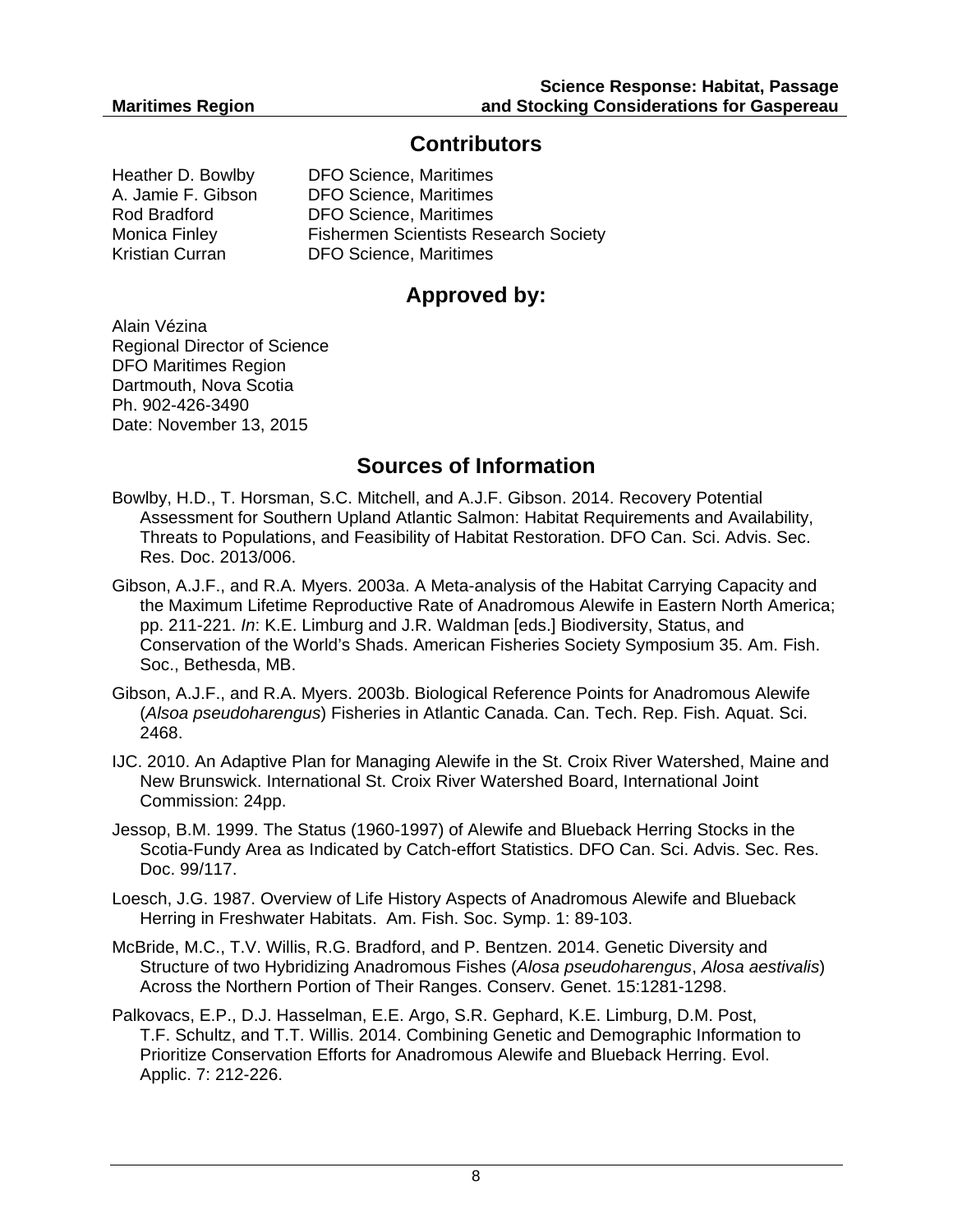## Contributors

| | |
|---|---|
| Heather D. Bowlby | DFO Science, Maritimes |
| A. Jamie F. Gibson | DFO Science, Maritimes |
| Rod Bradford | DFO Science, Maritimes |
| Monica Finley | Fishermen Scientists Research Society |
| Kristian Curran | DFO Science, Maritimes |

## Approved by:

Alain Vézina
Regional Director of Science
DFO Maritimes Region
Dartmouth, Nova Scotia
Ph. 902-426-3490
Date: November 13, 2015

## Sources of Information

Bowlby, H.D., T. Horsman, S.C. Mitchell, and A.J.F. Gibson. 2014. Recovery Potential Assessment for Southern Upland Atlantic Salmon: Habitat Requirements and Availability, Threats to Populations, and Feasibility of Habitat Restoration. DFO Can. Sci. Advis. Sec. Res. Doc. 2013/006.

Gibson, A.J.F., and R.A. Myers. 2003a. A Meta-analysis of the Habitat Carrying Capacity and the Maximum Lifetime Reproductive Rate of Anadromous Alewife in Eastern North America; pp. 211-221. *In*: K.E. Limburg and J.R. Waldman [eds.] Biodiversity, Status, and Conservation of the World's Shads. American Fisheries Society Symposium 35. Am. Fish. Soc., Bethesda, MB.

Gibson, A.J.F., and R.A. Myers. 2003b. Biological Reference Points for Anadromous Alewife (*Alsoa pseudoharengus*) Fisheries in Atlantic Canada. Can. Tech. Rep. Fish. Aquat. Sci. 2468.

IJC. 2010. An Adaptive Plan for Managing Alewife in the St. Croix River Watershed, Maine and New Brunswick. International St. Croix River Watershed Board, International Joint Commission: 24pp.

Jessop, B.M. 1999. The Status (1960-1997) of Alewife and Blueback Herring Stocks in the Scotia-Fundy Area as Indicated by Catch-effort Statistics. DFO Can. Sci. Advis. Sec. Res. Doc. 99/117.

Loesch, J.G. 1987. Overview of Life History Aspects of Anadromous Alewife and Blueback Herring in Freshwater Habitats. Am. Fish. Soc. Symp. 1: 89-103.

McBride, M.C., T.V. Willis, R.G. Bradford, and P. Bentzen. 2014. Genetic Diversity and Structure of two Hybridizing Anadromous Fishes (*Alosa pseudoharengus*, *Alosa aestivalis*) Across the Northern Portion of Their Ranges. Conserv. Genet. 15:1281-1298.

Palkovacs, E.P., D.J. Hasselman, E.E. Argo, S.R. Gephard, K.E. Limburg, D.M. Post, T.F. Schultz, and T.T. Willis. 2014. Combining Genetic and Demographic Information to Prioritize Conservation Efforts for Anadromous Alewife and Blueback Herring. Evol. Applic. 7: 212-226.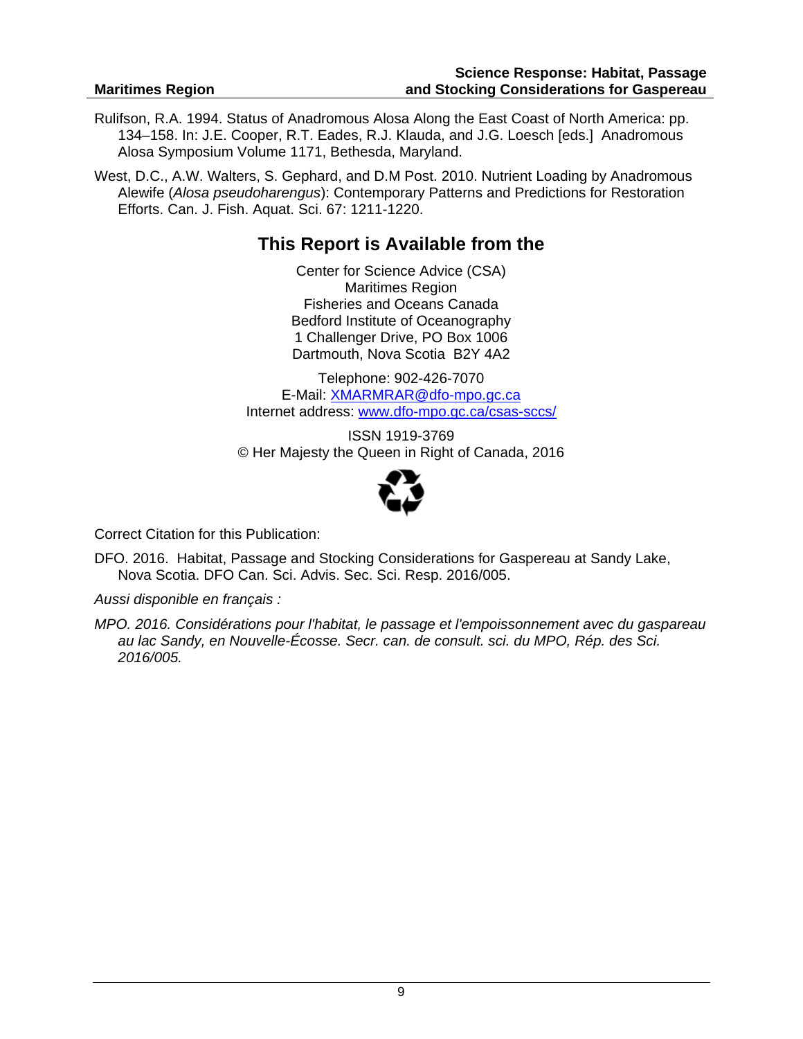Rulifson, R.A. 1994. Status of Anadromous Alosa Along the East Coast of North America: pp. 134–158. In: J.E. Cooper, R.T. Eades, R.J. Klauda, and J.G. Loesch [eds.] Anadromous Alosa Symposium Volume 1171, Bethesda, Maryland.

West, D.C., A.W. Walters, S. Gephard, and D.M Post. 2010. Nutrient Loading by Anadromous Alewife (*Alosa pseudoharengus*): Contemporary Patterns and Predictions for Restoration Efforts. Can. J. Fish. Aquat. Sci. 67: 1211-1220.

## This Report is Available from the

Center for Science Advice (CSA)
Maritimes Region
Fisheries and Oceans Canada
Bedford Institute of Oceanography
1 Challenger Drive, PO Box 1006
Dartmouth, Nova Scotia B2Y 4A2

Telephone: 902-426-7070
E-Mail: XMARMRAR@dfo-mpo.gc.ca
Internet address: www.dfo-mpo.gc.ca/csas-sccs/

ISSN 1919-3769
© Her Majesty the Queen in Right of Canada, 2016

Correct Citation for this Publication:

DFO. 2016. Habitat, Passage and Stocking Considerations for Gaspereau at Sandy Lake, Nova Scotia. DFO Can. Sci. Advis. Sec. Sci. Resp. 2016/005.

*Aussi disponible en français :*

*MPO. 2016. Considérations pour l'habitat, le passage et l'empoissonnement avec du gaspareau au lac Sandy, en Nouvelle-Écosse. Secr. can. de consult. sci. du MPO, Rép. des Sci. 2016/005.*